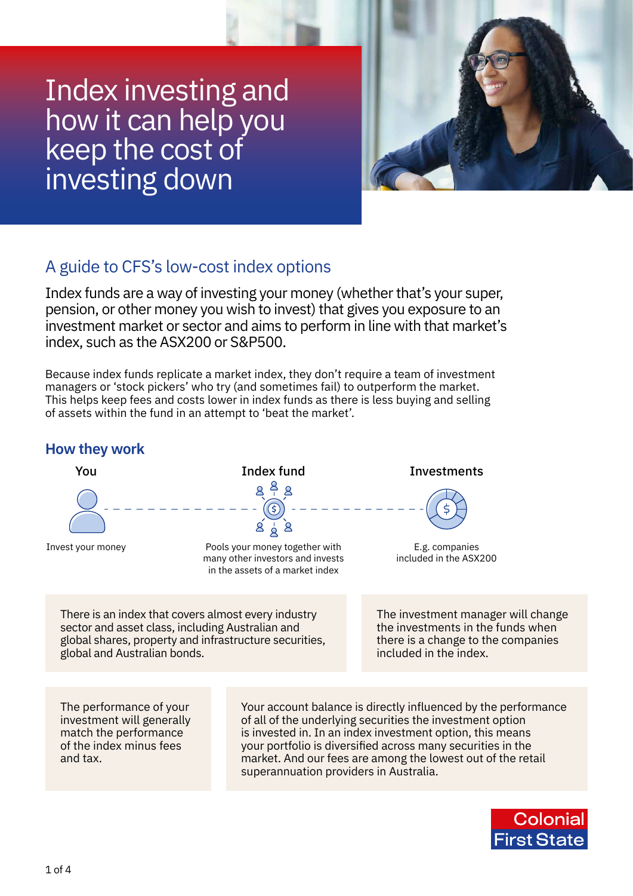# Index investing and how it can help you keep the cost of investing down

## A guide to CFS's low-cost index options

Index funds are a way of investing your money (whether that's your super, pension, or other money you wish to invest) that gives you exposure to an investment market or sector and aims to perform in line with that market's index, such as the ASX200 or S&P500.

Because index funds replicate a market index, they don't require a team of investment managers or 'stock pickers' who try (and sometimes fail) to outperform the market. This helps keep fees and costs lower in index funds as there is less buying and selling of assets within the fund in an attempt to 'beat the market'.

### How they work

**You**

Invest your money

**Index fund**

Pools your money together with many other investors and invests in the assets of a market index

**Investments**

E.g. companies included in the ASX200

There is an index that covers almost every industry sector and asset class, including Australian and global shares, property and infrastructure securities, global and Australian bonds.

The investment manager will change the investments in the funds when there is a change to the companies included in the index.

The performance of your investment will generally match the performance of the index minus fees and tax.

Your account balance is directly influenced by the performance of all of the underlying securities the investment option is invested in. In an index investment option, this means your portfolio is diversified across many securities in the market. And our fees are among the lowest out of the retail superannuation providers in Australia.

Colonial First State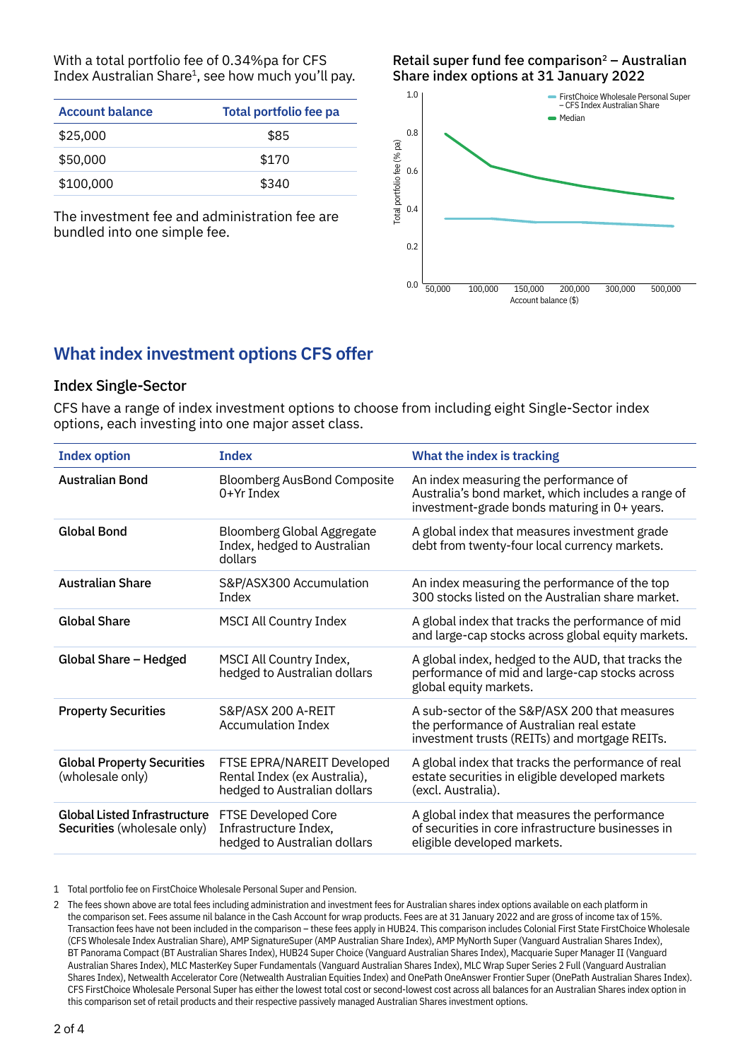With a total portfolio fee of 0.34%pa for CFS Index Australian Share[1], see how much you'll pay.

| Account balance | Total portfolio fee pa |
|---|---|
| $25,000 | $85 |
| $50,000 | $170 |
| $100,000 | $340 |

The investment fee and administration fee are bundled into one simple fee.

**Retail super fund fee comparison[2] – Australian Share index options at 31 January 2022**

## What index investment options CFS offer

### Index Single-Sector

CFS have a range of index investment options to choose from including eight Single-Sector index options, each investing into one major asset class.

| Index option | Index | What the index is tracking |
|---|---|---|
| **Australian Bond** | Bloomberg AusBond Composite 0+Yr Index | An index measuring the performance of Australia's bond market, which includes a range of investment-grade bonds maturing in 0+ years. |
| **Global Bond** | Bloomberg Global Aggregate Index, hedged to Australian dollars | A global index that measures investment grade debt from twenty-four local currency markets. |
| **Australian Share** | S&P/ASX300 Accumulation Index | An index measuring the performance of the top 300 stocks listed on the Australian share market. |
| **Global Share** | MSCI All Country Index | A global index that tracks the performance of mid and large-cap stocks across global equity markets. |
| **Global Share – Hedged** | MSCI All Country Index, hedged to Australian dollars | A global index, hedged to the AUD, that tracks the performance of mid and large-cap stocks across global equity markets. |
| **Property Securities** | S&P/ASX 200 A-REIT Accumulation Index | A sub-sector of the S&P/ASX 200 that measures the performance of Australian real estate investment trusts (REITs) and mortgage REITs. |
| **Global Property Securities** (wholesale only) | FTSE EPRA/NAREIT Developed Rental Index (ex Australia), hedged to Australian dollars | A global index that tracks the performance of real estate securities in eligible developed markets (excl. Australia). |
| **Global Listed Infrastructure Securities** (wholesale only) | FTSE Developed Core Infrastructure Index, hedged to Australian dollars | A global index that measures the performance of securities in core infrastructure businesses in eligible developed markets. |

1 Total portfolio fee on FirstChoice Wholesale Personal Super and Pension.

2 The fees shown above are total fees including administration and investment fees for Australian shares index options available on each platform in the comparison set. Fees assume nil balance in the Cash Account for wrap products. Fees are at 31 January 2022 and are gross of income tax of 15%. Transaction fees have not been included in the comparison – these fees apply in HUB24. This comparison includes Colonial First State FirstChoice Wholesale (CFS Wholesale Index Australian Share), AMP SignatureSuper (AMP Australian Share Index), AMP MyNorth Super (Vanguard Australian Shares Index), BT Panorama Compact (BT Australian Shares Index), HUB24 Super Choice (Vanguard Australian Shares Index), Macquarie Super Manager II (Vanguard Australian Shares Index), MLC MasterKey Super Fundamentals (Vanguard Australian Shares Index), MLC Wrap Super Series 2 Full (Vanguard Australian Shares Index), Netwealth Accelerator Core (Netwealth Australian Equities Index) and OnePath OneAnswer Frontier Super (OnePath Australian Shares Index). CFS FirstChoice Wholesale Personal Super has either the lowest total cost or second-lowest cost across all balances for an Australian Shares index option in this comparison set of retail products and their respective passively managed Australian Shares investment options.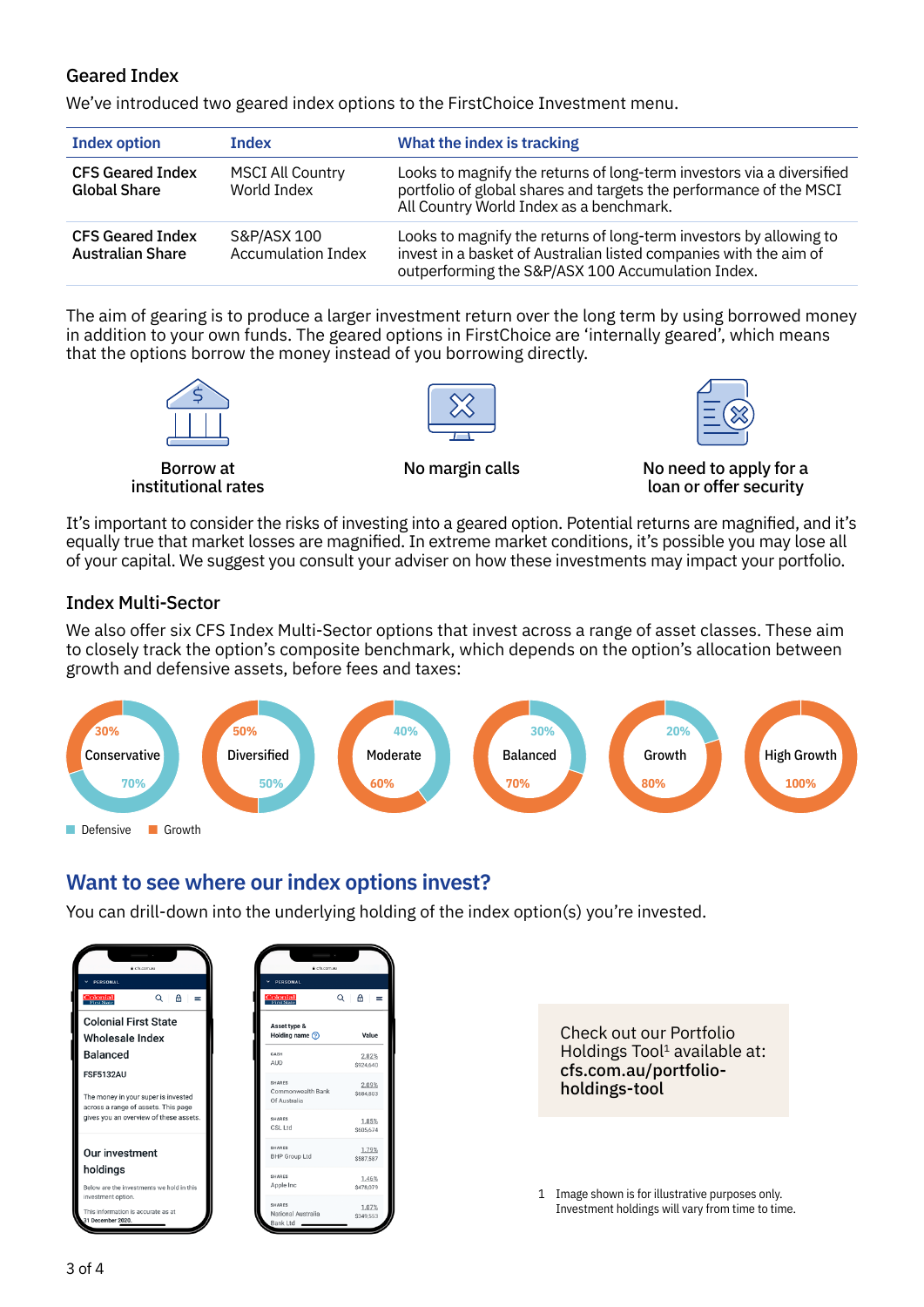## Geared Index

We've introduced two geared index options to the FirstChoice Investment menu.

| Index option | Index | What the index is tracking |
|---|---|---|
| **CFS Geared Index Global Share** | MSCI All Country World Index | Looks to magnify the returns of long-term investors via a diversified portfolio of global shares and targets the performance of the MSCI All Country World Index as a benchmark. |
| **CFS Geared Index Australian Share** | S&P/ASX 100 Accumulation Index | Looks to magnify the returns of long-term investors by allowing to invest in a basket of Australian listed companies with the aim of outperforming the S&P/ASX 100 Accumulation Index. |

The aim of gearing is to produce a larger investment return over the long term by using borrowed money in addition to your own funds. The geared options in FirstChoice are 'internally geared', which means that the options borrow the money instead of you borrowing directly.

- Borrow at institutional rates
- No margin calls
- No need to apply for a loan or offer security

It's important to consider the risks of investing into a geared option. Potential returns are magnified, and it's equally true that market losses are magnified. In extreme market conditions, it's possible you may lose all of your capital. We suggest you consult your adviser on how these investments may impact your portfolio.

## Index Multi-Sector

We also offer six CFS Index Multi-Sector options that invest across a range of asset classes. These aim to closely track the option's composite benchmark, which depends on the option's allocation between growth and defensive assets, before fees and taxes:

| Option | Growth | Defensive |
|---|---|---|
| Conservative | 30% | 70% |
| Diversified | 50% | 50% |
| Moderate | 60% | 40% |
| Balanced | 70% | 30% |
| Growth | 80% | 20% |
| High Growth | 100% | |

## Want to see where our index options invest?

You can drill-down into the underlying holding of the index option(s) you're invested.

Check out our Portfolio Holdings Tool[1] available at: **cfs.com.au/portfolio-holdings-tool**

1 Image shown is for illustrative purposes only. Investment holdings will vary from time to time.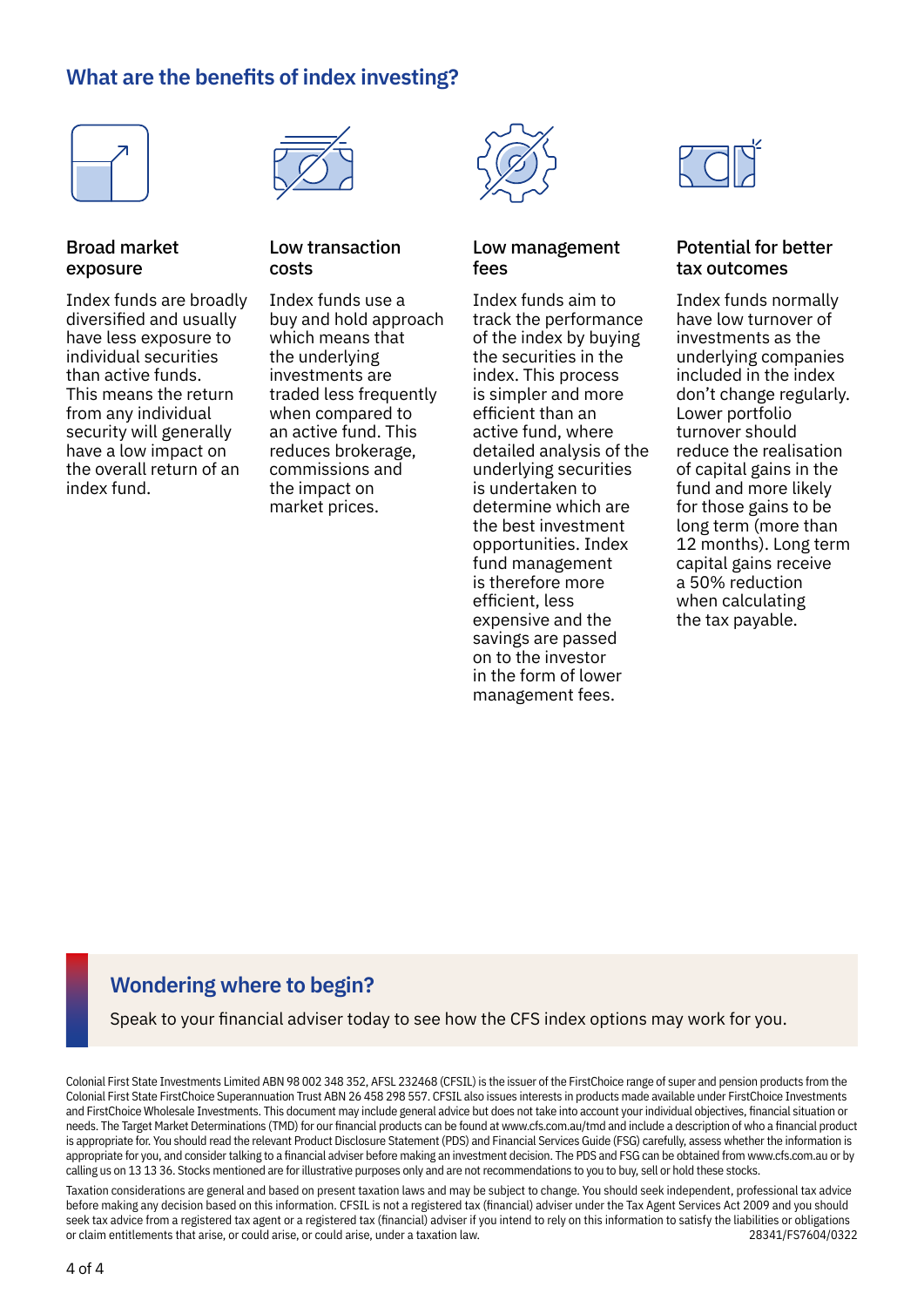## What are the benefits of index investing?

### Broad market exposure

Index funds are broadly diversified and usually have less exposure to individual securities than active funds. This means the return from any individual security will generally have a low impact on the overall return of an index fund.

### Low transaction costs

Index funds use a buy and hold approach which means that the underlying investments are traded less frequently when compared to an active fund. This reduces brokerage, commissions and the impact on market prices.

### Low management fees

Index funds aim to track the performance of the index by buying the securities in the index. This process is simpler and more efficient than an active fund, where detailed analysis of the underlying securities is undertaken to determine which are the best investment opportunities. Index fund management is therefore more efficient, less expensive and the savings are passed on to the investor in the form of lower management fees.

### Potential for better tax outcomes

Index funds normally have low turnover of investments as the underlying companies included in the index don't change regularly. Lower portfolio turnover should reduce the realisation of capital gains in the fund and more likely for those gains to be long term (more than 12 months). Long term capital gains receive a 50% reduction when calculating the tax payable.

## Wondering where to begin?

Speak to your financial adviser today to see how the CFS index options may work for you.

Colonial First State Investments Limited ABN 98 002 348 352, AFSL 232468 (CFSIL) is the issuer of the FirstChoice range of super and pension products from the Colonial First State FirstChoice Superannuation Trust ABN 26 458 298 557. CFSIL also issues interests in products made available under FirstChoice Investments and FirstChoice Wholesale Investments. This document may include general advice but does not take into account your individual objectives, financial situation or needs. The Target Market Determinations (TMD) for our financial products can be found at www.cfs.com.au/tmd and include a description of who a financial product is appropriate for. You should read the relevant Product Disclosure Statement (PDS) and Financial Services Guide (FSG) carefully, assess whether the information is appropriate for you, and consider talking to a financial adviser before making an investment decision. The PDS and FSG can be obtained from www.cfs.com.au or by calling us on 13 13 36. Stocks mentioned are for illustrative purposes only and are not recommendations to you to buy, sell or hold these stocks.

Taxation considerations are general and based on present taxation laws and may be subject to change. You should seek independent, professional tax advice before making any decision based on this information. CFSIL is not a registered tax (financial) adviser under the Tax Agent Services Act 2009 and you should seek tax advice from a registered tax agent or a registered tax (financial) adviser if you intend to rely on this information to satisfy the liabilities or obligations or claim entitlements that arise, or could arise, or could arise, under a taxation law. 28341/FS7604/0322